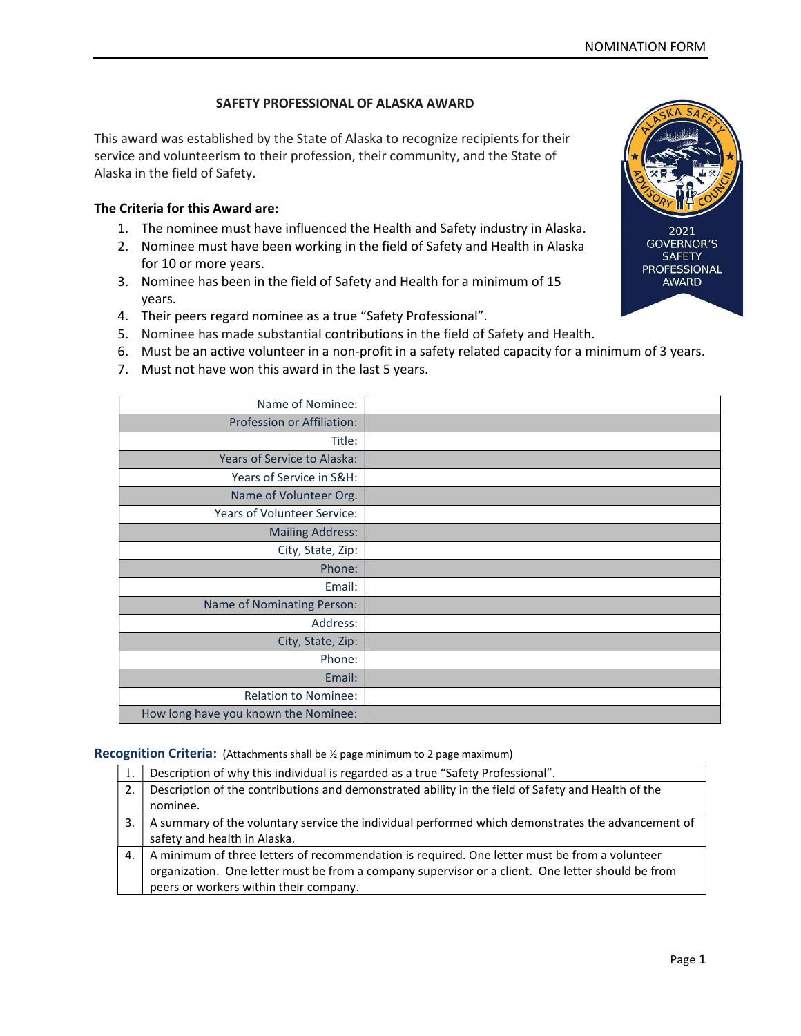# SAFETY PROFESSIONAL OF ALASKA AWARD

This award was established by the State of Alaska to recognize recipients for their service and volunteerism to their profession, their community, and the State of Alaska in the field of Safety.

2021 GOVERNOR'S SAFETY PROFESSIONAL AWARD

**The Criteria for this Award are:**

1. The nominee must have influenced the Health and Safety industry in Alaska.
2. Nominee must have been working in the field of Safety and Health in Alaska for 10 or more years.
3. Nominee has been in the field of Safety and Health for a minimum of 15 years.
4. Their peers regard nominee as a true "Safety Professional".
5. Nominee has made substantial contributions in the field of Safety and Health.
6. Must be an active volunteer in a non-profit in a safety related capacity for a minimum of 3 years.
7. Must not have won this award in the last 5 years.

| | |
|---|---|
| Name of Nominee: | |
| Profession or Affiliation: | |
| Title: | |
| Years of Service to Alaska: | |
| Years of Service in S&H: | |
| Name of Volunteer Org. | |
| Years of Volunteer Service: | |
| Mailing Address: | |
| City, State, Zip: | |
| Phone: | |
| Email: | |
| Name of Nominating Person: | |
| Address: | |
| City, State, Zip: | |
| Phone: | |
| Email: | |
| Relation to Nominee: | |
| How long have you known the Nominee: | |

## Recognition Criteria: (Attachments shall be ½ page minimum to 2 page maximum)

| | |
|---|---|
| 1. | Description of why this individual is regarded as a true "Safety Professional". |
| 2. | Description of the contributions and demonstrated ability in the field of Safety and Health of the nominee. |
| 3. | A summary of the voluntary service the individual performed which demonstrates the advancement of safety and health in Alaska. |
| 4. | A minimum of three letters of recommendation is required. One letter must be from a volunteer organization. One letter must be from a company supervisor or a client. One letter should be from peers or workers within their company. |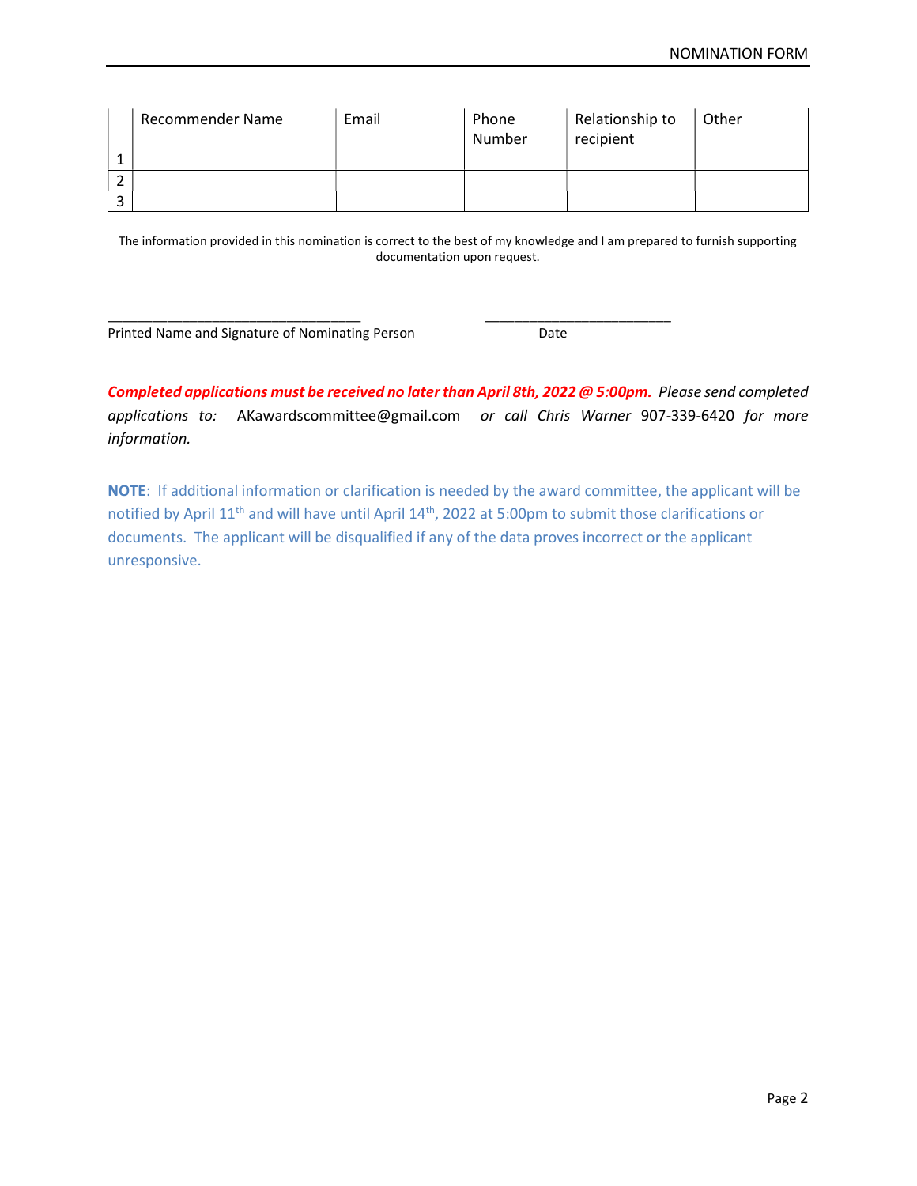| | Recommender Name | Email | Phone Number | Relationship to recipient | Other |
|---|---|---|---|---|---|
| 1 | | | | | |
| 2 | | | | | |
| 3 | | | | | |

The information provided in this nomination is correct to the best of my knowledge and I am prepared to furnish supporting documentation upon request.

\_\_\_\_\_\_\_\_\_\_\_\_\_\_\_\_\_\_\_\_\_\_\_\_\_\_\_\_\_\_\_\_\_\_\_ \_\_\_\_\_\_\_\_\_\_\_\_\_\_\_\_\_\_\_\_\_\_\_\_\_\_

Printed Name and Signature of Nominating Person Date

***Completed applications must be received no later than April 8th, 2022 @ 5:00pm.*** *Please send completed applications to:* AKawardscommittee@gmail.com *or call Chris Warner* 907-339-6420 *for more information.*

**NOTE**: If additional information or clarification is needed by the award committee, the applicant will be notified by April 11th and will have until April 14th, 2022 at 5:00pm to submit those clarifications or documents. The applicant will be disqualified if any of the data proves incorrect or the applicant unresponsive.